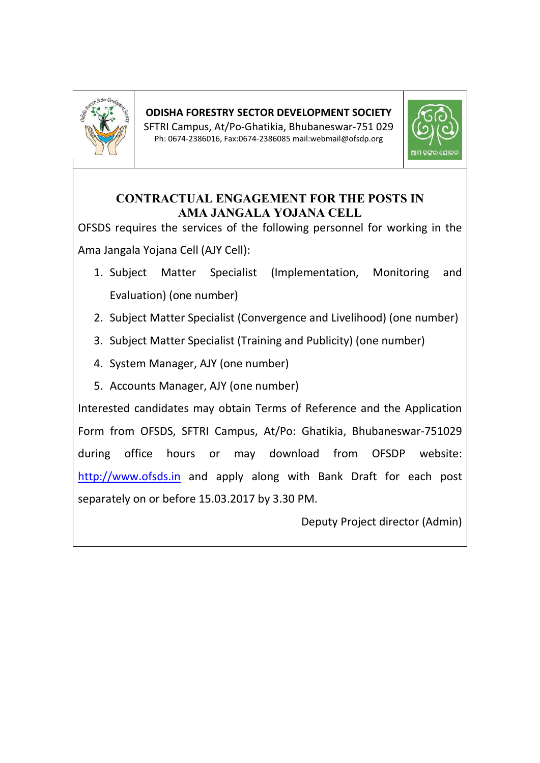**ODISHA FORESTRY SECTOR DEVELOPMENT SOCIETY**
SFTRI Campus, At/Po-Ghatikia, Bhubaneswar-751 029
Ph: 0674-2386016, Fax:0674-2386085 mail:webmail@ofsdp.org

## CONTRACTUAL ENGAGEMENT FOR THE POSTS IN AMA JANGALA YOJANA CELL

OFSDS requires the services of the following personnel for working in the Ama Jangala Yojana Cell (AJY Cell):

1. Subject Matter Specialist (Implementation, Monitoring and Evaluation) (one number)
2. Subject Matter Specialist (Convergence and Livelihood) (one number)
3. Subject Matter Specialist (Training and Publicity) (one number)
4. System Manager, AJY (one number)
5. Accounts Manager, AJY (one number)

Interested candidates may obtain Terms of Reference and the Application Form from OFSDS, SFTRI Campus, At/Po: Ghatikia, Bhubaneswar-751029 during office hours or may download from OFSDP website: http://www.ofsds.in and apply along with Bank Draft for each post separately on or before 15.03.2017 by 3.30 PM.

Deputy Project director (Admin)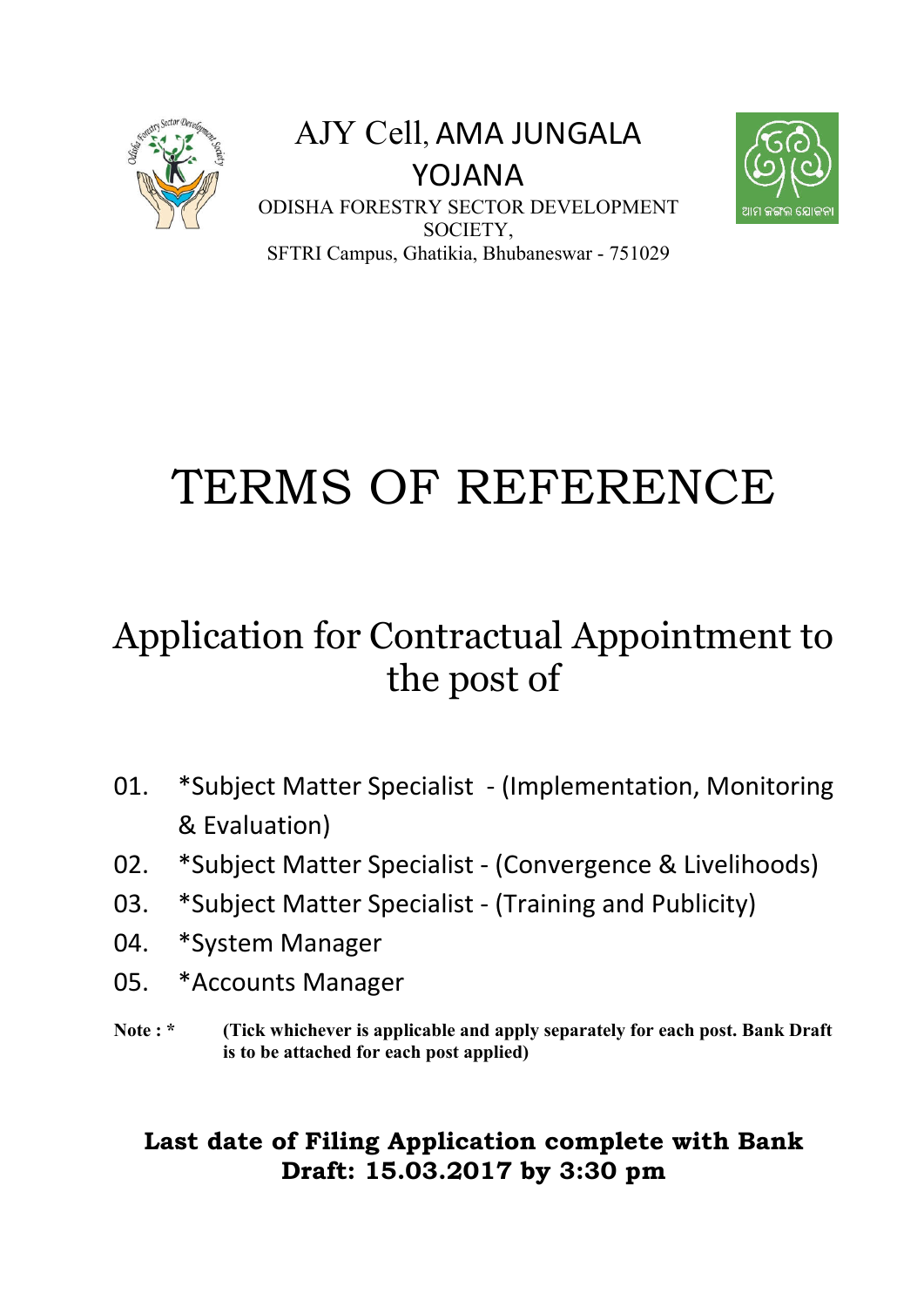AJY Cell, AMA JUNGALA YOJANA

ODISHA FORESTRY SECTOR DEVELOPMENT SOCIETY,

SFTRI Campus, Ghatikia, Bhubaneswar - 751029

# TERMS OF REFERENCE

## Application for Contractual Appointment to the post of

01. *Subject Matter Specialist - (Implementation, Monitoring & Evaluation)
02. *Subject Matter Specialist - (Convergence & Livelihoods)
03. *Subject Matter Specialist - (Training and Publicity)
04. *System Manager
05. *Accounts Manager

**Note : *** **(Tick whichever is applicable and apply separately for each post. Bank Draft is to be attached for each post applied)**

**Last date of Filing Application complete with Bank Draft: 15.03.2017 by 3:30 pm**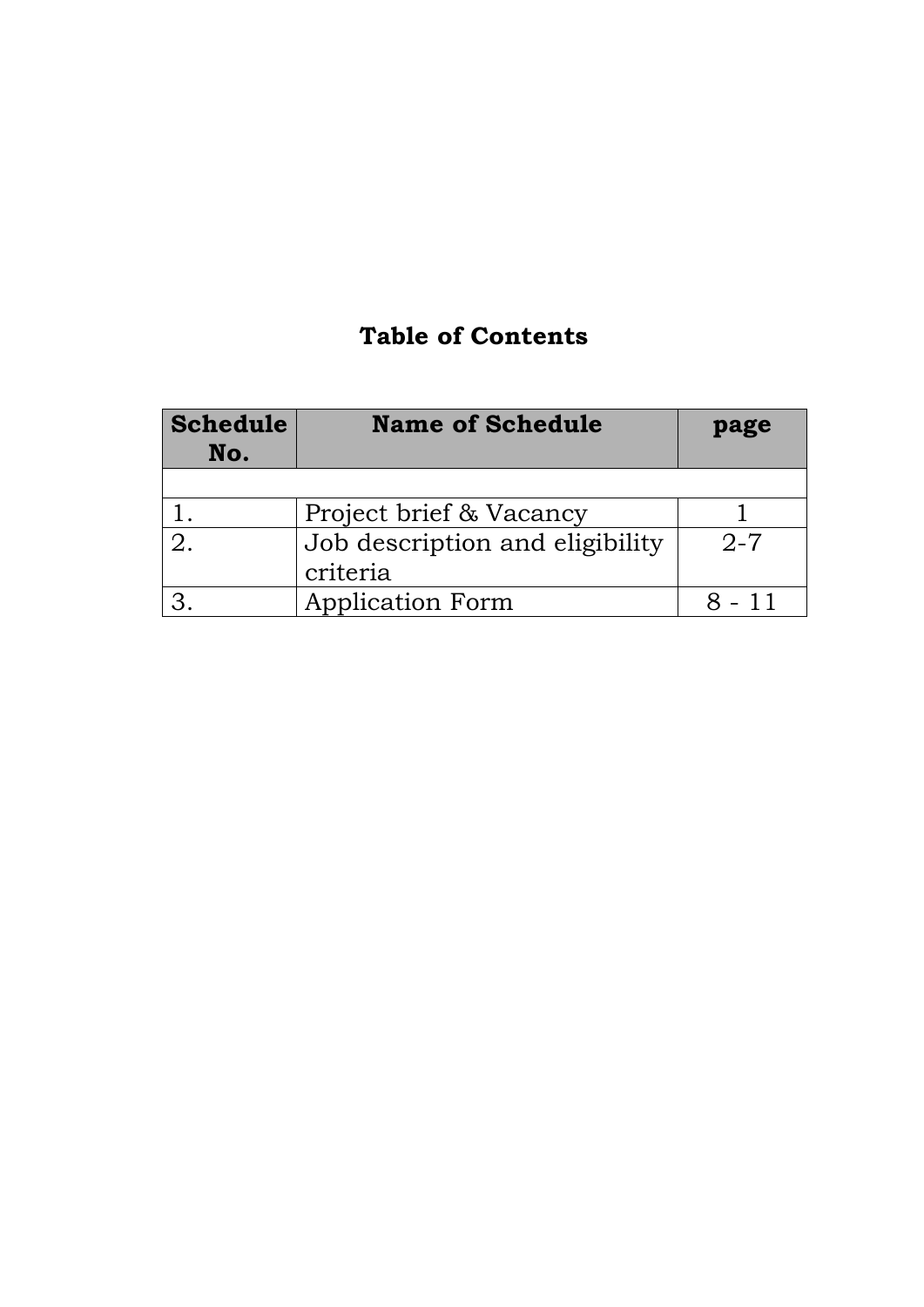# Table of Contents

| Schedule No. | Name of Schedule | page |
|---|---|---|
| | | |
| 1. | Project brief & Vacancy | 1 |
| 2. | Job description and eligibility criteria | 2-7 |
| 3. | Application Form | 8 - 11 |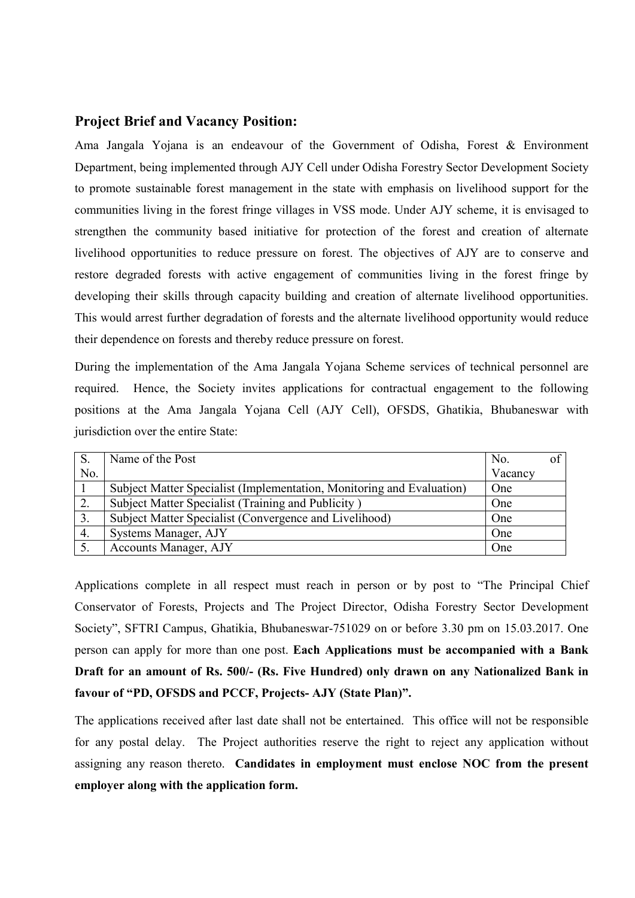## Project Brief and Vacancy Position:

Ama Jangala Yojana is an endeavour of the Government of Odisha, Forest & Environment Department, being implemented through AJY Cell under Odisha Forestry Sector Development Society to promote sustainable forest management in the state with emphasis on livelihood support for the communities living in the forest fringe villages in VSS mode. Under AJY scheme, it is envisaged to strengthen the community based initiative for protection of the forest and creation of alternate livelihood opportunities to reduce pressure on forest. The objectives of AJY are to conserve and restore degraded forests with active engagement of communities living in the forest fringe by developing their skills through capacity building and creation of alternate livelihood opportunities. This would arrest further degradation of forests and the alternate livelihood opportunity would reduce their dependence on forests and thereby reduce pressure on forest.

During the implementation of the Ama Jangala Yojana Scheme services of technical personnel are required. Hence, the Society invites applications for contractual engagement to the following positions at the Ama Jangala Yojana Cell (AJY Cell), OFSDS, Ghatikia, Bhubaneswar with jurisdiction over the entire State:

| S. No. | Name of the Post | No. of Vacancy |
|---|---|---|
| 1 | Subject Matter Specialist (Implementation, Monitoring and Evaluation) | One |
| 2. | Subject Matter Specialist (Training and Publicity ) | One |
| 3. | Subject Matter Specialist (Convergence and Livelihood) | One |
| 4. | Systems Manager, AJY | One |
| 5. | Accounts Manager, AJY | One |

Applications complete in all respect must reach in person or by post to "The Principal Chief Conservator of Forests, Projects and The Project Director, Odisha Forestry Sector Development Society", SFTRI Campus, Ghatikia, Bhubaneswar-751029 on or before 3.30 pm on 15.03.2017. One person can apply for more than one post. **Each Applications must be accompanied with a Bank Draft for an amount of Rs. 500/- (Rs. Five Hundred) only drawn on any Nationalized Bank in favour of "PD, OFSDS and PCCF, Projects- AJY (State Plan)".**

The applications received after last date shall not be entertained. This office will not be responsible for any postal delay. The Project authorities reserve the right to reject any application without assigning any reason thereto. **Candidates in employment must enclose NOC from the present employer along with the application form.**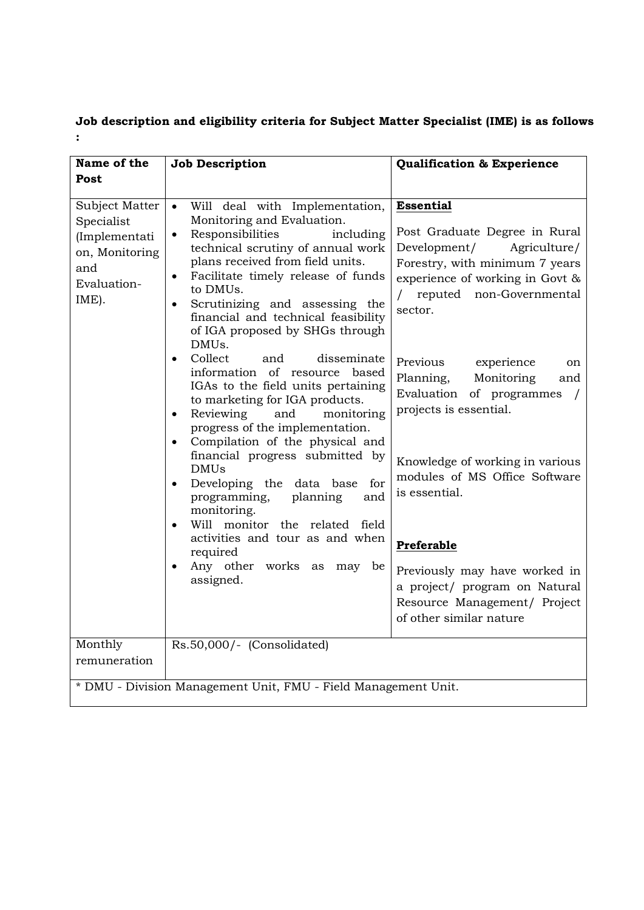**Job description and eligibility criteria for Subject Matter Specialist (IME) is as follows :**

| Name of the Post | Job Description | Qualification & Experience |
|---|---|---|
| Subject Matter Specialist (Implementation, Monitoring and Evaluation-IME). | • Will deal with Implementation, Monitoring and Evaluation.<br>• Responsibilities including technical scrutiny of annual work plans received from field units.<br>• Facilitate timely release of funds to DMUs.<br>• Scrutinizing and assessing the financial and technical feasibility of IGA proposed by SHGs through DMUs.<br>• Collect and disseminate information of resource based IGAs to the field units pertaining to marketing for IGA products.<br>• Reviewing and monitoring progress of the implementation.<br>• Compilation of the physical and financial progress submitted by DMUs<br>• Developing the data base for programming, planning and monitoring.<br>• Will monitor the related field activities and tour as and when required<br>• Any other works as may be assigned. | **Essential**<br><br>Post Graduate Degree in Rural Development/ Agriculture/ Forestry, with minimum 7 years experience of working in Govt & / reputed non-Governmental sector.<br><br>Previous experience on Planning, Monitoring and Evaluation of programmes / projects is essential.<br><br>Knowledge of working in various modules of MS Office Software is essential.<br><br>**Preferable**<br><br>Previously may have worked in a project/ program on Natural Resource Management/ Project of other similar nature |
| Monthly remuneration | Rs.50,000/- (Consolidated) | |
| * DMU - Division Management Unit, FMU - Field Management Unit. | | |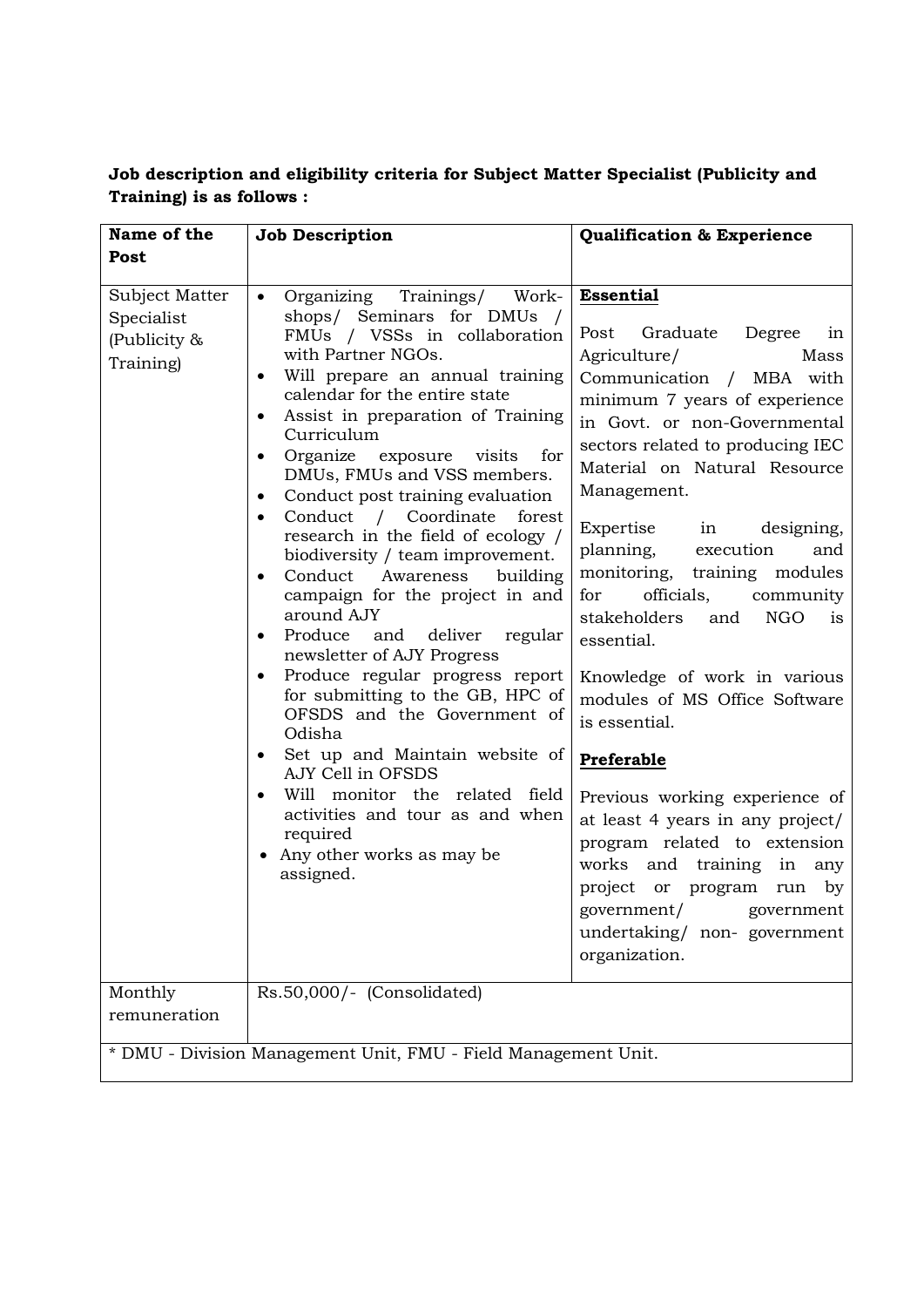**Job description and eligibility criteria for Subject Matter Specialist (Publicity and Training) is as follows :**

| Name of the Post | Job Description | Qualification & Experience |
|---|---|---|
| Subject Matter Specialist (Publicity & Training) | • Organizing Trainings/ Work-shops/ Seminars for DMUs / FMUs / VSSs in collaboration with Partner NGOs.<br>• Will prepare an annual training calendar for the entire state<br>• Assist in preparation of Training Curriculum<br>• Organize exposure visits for DMUs, FMUs and VSS members.<br>• Conduct post training evaluation<br>• Conduct / Coordinate forest research in the field of ecology / biodiversity / team improvement.<br>• Conduct Awareness building campaign for the project in and around AJY<br>• Produce and deliver regular newsletter of AJY Progress<br>• Produce regular progress report for submitting to the GB, HPC of OFSDS and the Government of Odisha<br>• Set up and Maintain website of AJY Cell in OFSDS<br>• Will monitor the related field activities and tour as and when required<br>• Any other works as may be assigned. | **Essential**<br><br>Post Graduate Degree in Agriculture/ Mass Communication / MBA with minimum 7 years of experience in Govt. or non-Governmental sectors related to producing IEC Material on Natural Resource Management.<br><br>Expertise in designing, planning, execution and monitoring, training modules for officials, community stakeholders and NGO is essential.<br><br>Knowledge of work in various modules of MS Office Software is essential.<br><br>**Preferable**<br><br>Previous working experience of at least 4 years in any project/ program related to extension works and training in any project or program run by government/ government undertaking/ non- government organization. |
| Monthly remuneration | Rs.50,000/- (Consolidated) | |

* DMU - Division Management Unit, FMU - Field Management Unit.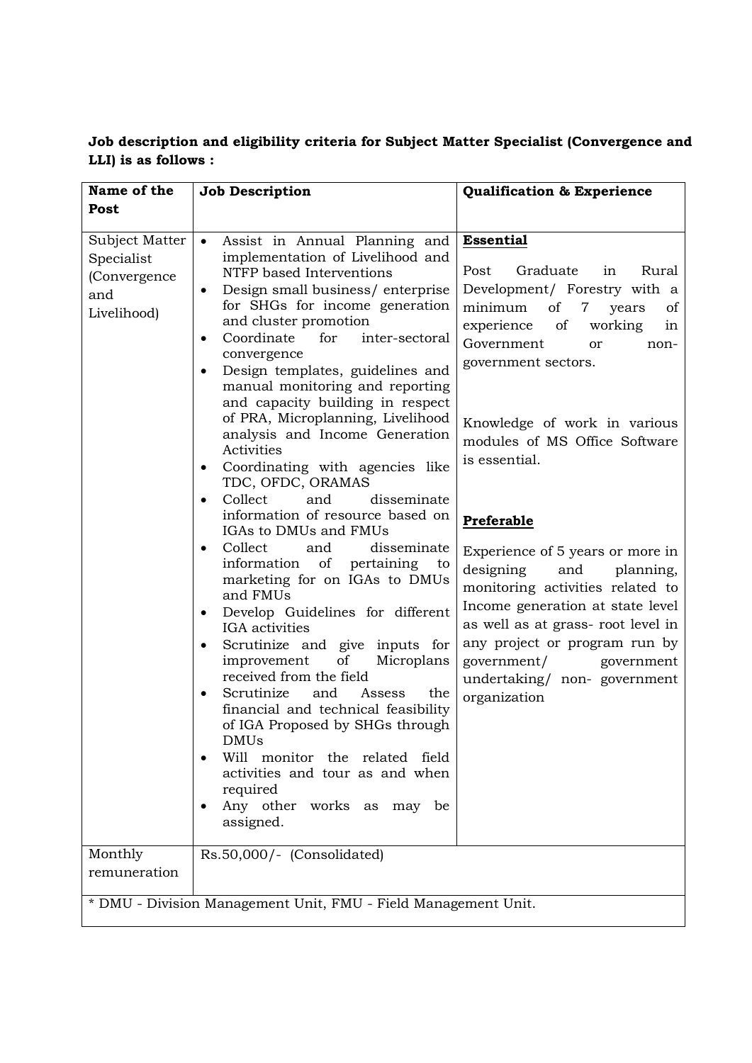**Job description and eligibility criteria for Subject Matter Specialist (Convergence and LLI) is as follows :**

| Name of the Post | Job Description | Qualification & Experience |
|---|---|---|
| Subject Matter Specialist (Convergence and Livelihood) | • Assist in Annual Planning and implementation of Livelihood and NTFP based Interventions<br>• Design small business/ enterprise for SHGs for income generation and cluster promotion<br>• Coordinate for inter-sectoral convergence<br>• Design templates, guidelines and manual monitoring and reporting and capacity building in respect of PRA, Microplanning, Livelihood analysis and Income Generation Activities<br>• Coordinating with agencies like TDC, OFDC, ORAMAS<br>• Collect and disseminate information of resource based on IGAs to DMUs and FMUs<br>• Collect and disseminate information of pertaining to marketing for on IGAs to DMUs and FMUs<br>• Develop Guidelines for different IGA activities<br>• Scrutinize and give inputs for improvement of Microplans received from the field<br>• Scrutinize and Assess the financial and technical feasibility of IGA Proposed by SHGs through DMUs<br>• Will monitor the related field activities and tour as and when required<br>• Any other works as may be assigned. | **Essential**<br><br>Post Graduate in Rural Development/ Forestry with a minimum of 7 years of experience of working in Government or non-government sectors.<br><br>Knowledge of work in various modules of MS Office Software is essential.<br><br>**Preferable**<br><br>Experience of 5 years or more in designing and planning, monitoring activities related to Income generation at state level as well as at grass- root level in any project or program run by government/ government undertaking/ non- government organization |
| Monthly remuneration | Rs.50,000/- (Consolidated) | |
| * DMU - Division Management Unit, FMU - Field Management Unit. | | |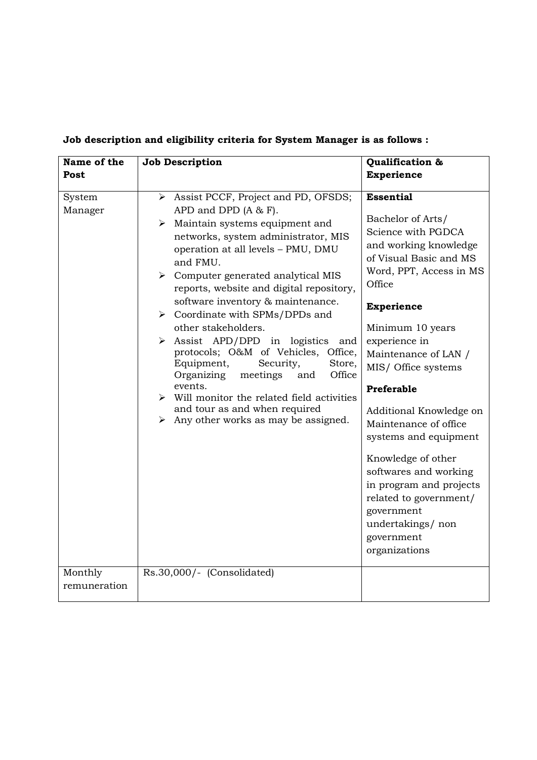**Job description and eligibility criteria for System Manager is as follows :**

| **Name of the Post** | **Job Description** | **Qualification & Experience** |
|---|---|---|
| System Manager | ➢ Assist PCCF, Project and PD, OFSDS; APD and DPD (A & F).<br>➢ Maintain systems equipment and networks, system administrator, MIS operation at all levels – PMU, DMU and FMU.<br>➢ Computer generated analytical MIS reports, website and digital repository, software inventory & maintenance.<br>➢ Coordinate with SPMs/DPDs and other stakeholders.<br>➢ Assist APD/DPD in logistics and protocols; O&M of Vehicles, Office, Equipment, Security, Store, Organizing meetings and Office events.<br>➢ Will monitor the related field activities and tour as and when required<br>➢ Any other works as may be assigned. | **Essential**<br>Bachelor of Arts/ Science with PGDCA and working knowledge of Visual Basic and MS Word, PPT, Access in MS Office<br>**Experience**<br>Minimum 10 years experience in Maintenance of LAN / MIS/ Office systems<br>**Preferable**<br>Additional Knowledge on Maintenance of office systems and equipment<br>Knowledge of other softwares and working in program and projects related to government/ government undertakings/ non government organizations |
| Monthly remuneration | Rs.30,000/- (Consolidated) | |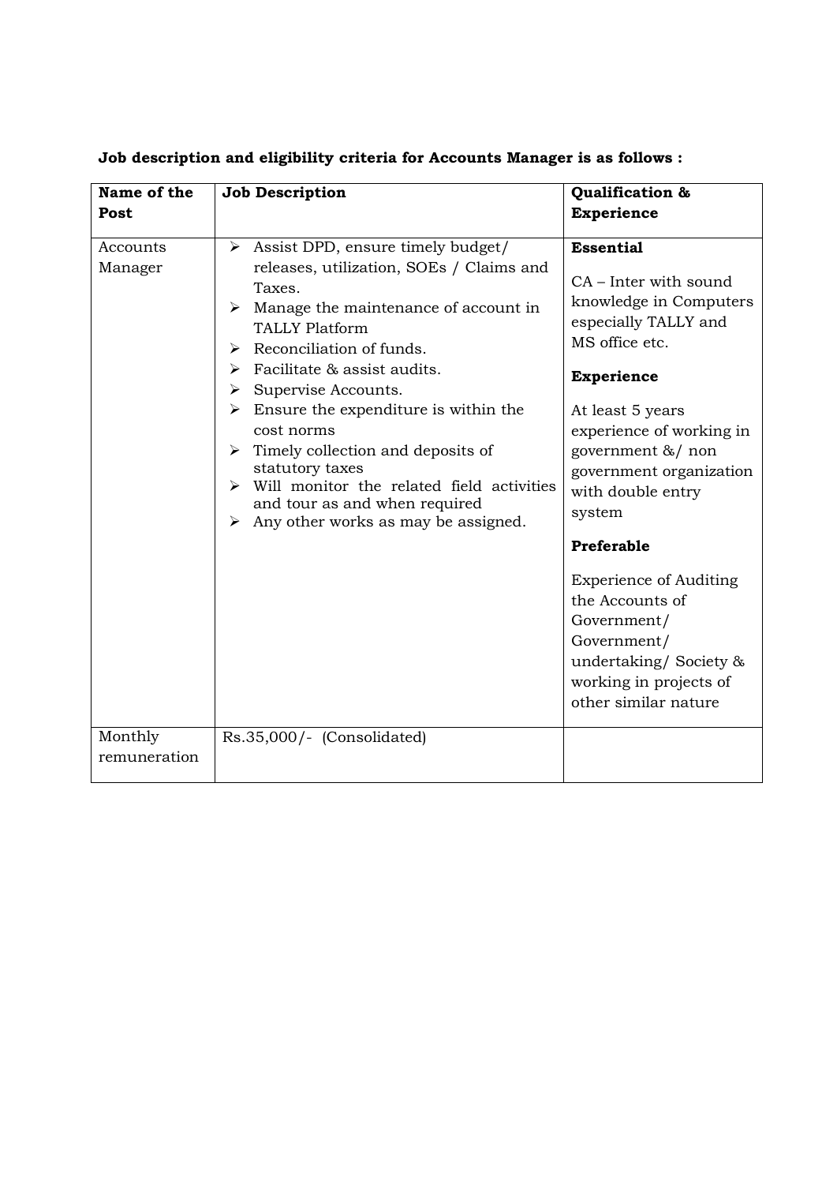**Job description and eligibility criteria for Accounts Manager is as follows :**

| Name of the Post | Job Description | Qualification & Experience |
|---|---|---|
| Accounts Manager | ➢ Assist DPD, ensure timely budget/ releases, utilization, SOEs / Claims and Taxes.<br>➢ Manage the maintenance of account in TALLY Platform<br>➢ Reconciliation of funds.<br>➢ Facilitate & assist audits.<br>➢ Supervise Accounts.<br>➢ Ensure the expenditure is within the cost norms<br>➢ Timely collection and deposits of statutory taxes<br>➢ Will monitor the related field activities and tour as and when required<br>➢ Any other works as may be assigned. | **Essential**<br>CA – Inter with sound knowledge in Computers especially TALLY and MS office etc.<br>**Experience**<br>At least 5 years experience of working in government &/ non government organization with double entry system<br>**Preferable**<br>Experience of Auditing the Accounts of Government/ Government/ undertaking/ Society & working in projects of other similar nature |
| Monthly remuneration | Rs.35,000/- (Consolidated) | |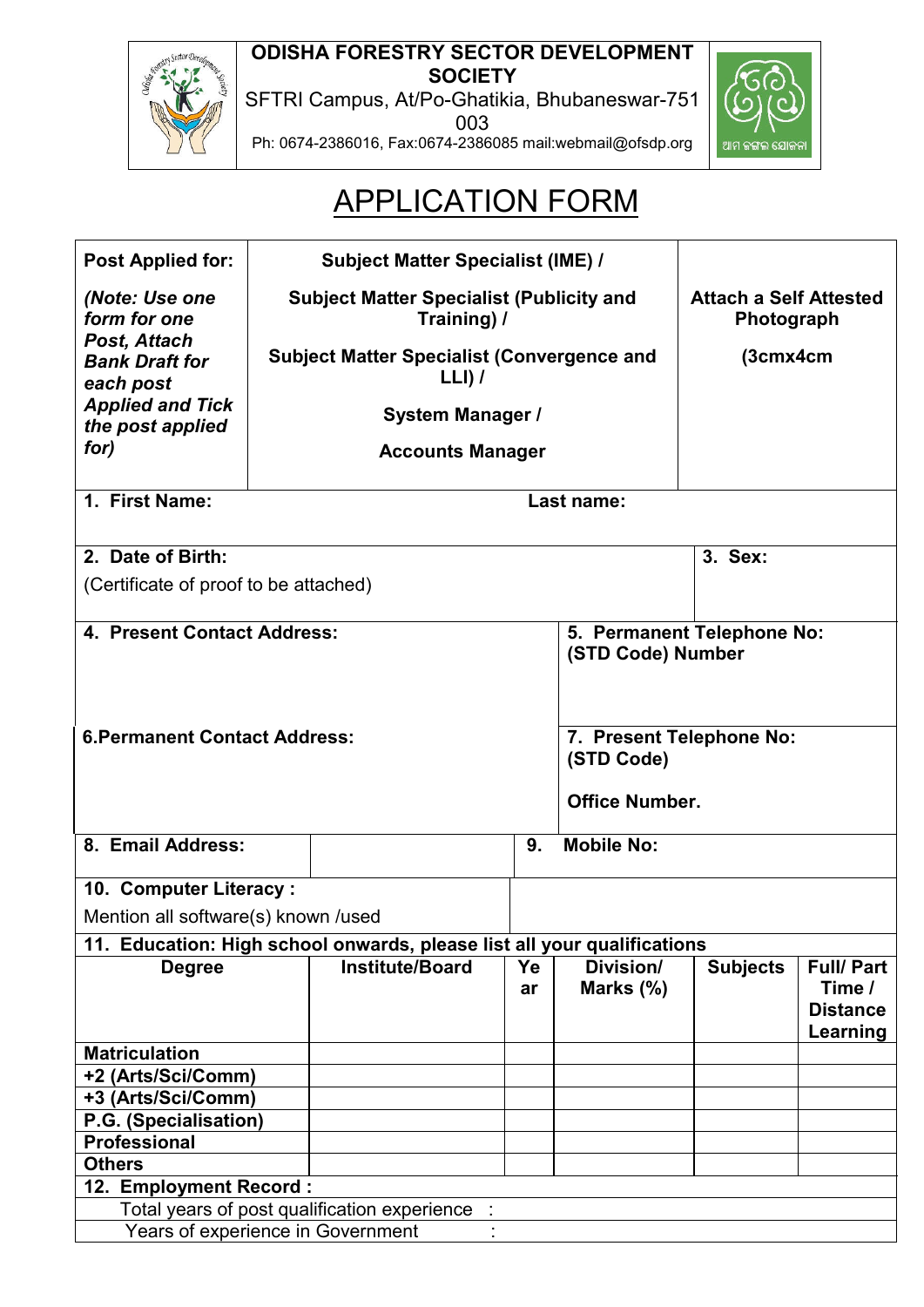**ODISHA FORESTRY SECTOR DEVELOPMENT SOCIETY**

SFTRI Campus, At/Po-Ghatikia, Bhubaneswar-751 003

Ph: 0674-2386016, Fax:0674-2386085 mail:webmail@ofsdp.org

# APPLICATION FORM

| **Post Applied for:** *(Note: Use one form for one Post, Attach Bank Draft for each post Applied and Tick the post applied for)* | **Subject Matter Specialist (IME) /** **Subject Matter Specialist (Publicity and Training) /** **Subject Matter Specialist (Convergence and LLI) /** **System Manager /** **Accounts Manager** | **Attach a Self Attested Photograph** **(3cmx4cm** |
|---|---|---|
| **1. First Name:** | **Last name:** | |
| **2. Date of Birth:** (Certificate of proof to be attached) | | **3. Sex:** |
| **4. Present Contact Address:** | **5. Permanent Telephone No: (STD Code) Number** | |
| **6.Permanent Contact Address:** | **7. Present Telephone No: (STD Code)** **Office Number.** | |
| **8. Email Address:** | | **9. Mobile No:** |
| **10. Computer Literacy :** Mention all software(s) known /used | | |

**11. Education: High school onwards, please list all your qualifications**

| Degree | Institute/Board | Year | Division/ Marks (%) | Subjects | Full/ Part Time / Distance Learning |
|---|---|---|---|---|---|
| **Matriculation** | | | | | |
| **+2 (Arts/Sci/Comm)** | | | | | |
| **+3 (Arts/Sci/Comm)** | | | | | |
| **P.G. (Specialisation)** | | | | | |
| **Professional** | | | | | |
| **Others** | | | | | |

**12. Employment Record :**

Total years of post qualification experience :

Years of experience in Government :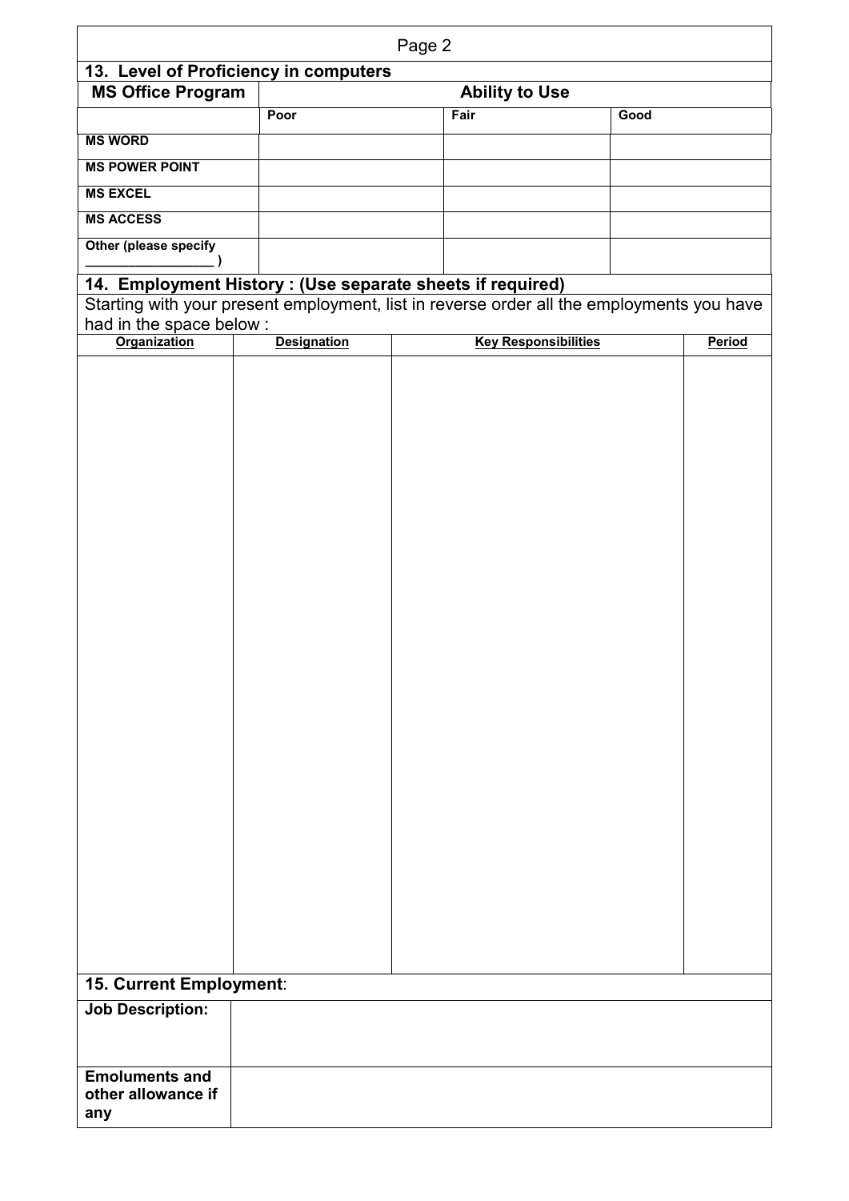## 13. Level of Proficiency in computers

| MS Office Program | Ability to Use | | |
|---|---|---|---|
| | **Poor** | **Fair** | **Good** |
| **MS WORD** | | | |
| **MS POWER POINT** | | | |
| **MS EXCEL** | | | |
| **MS ACCESS** | | | |
| **Other (please specify \_\_\_\_\_\_\_\_\_\_\_\_\_\_\_\_\_ )** | | | |

## 14. Employment History : (Use separate sheets if required)

Starting with your present employment, list in reverse order all the employments you have had in the space below :

| Organization | Designation | Key Responsibilities | Period |
|---|---|---|---|
| | | | |

## 15. Current Employment:

| | |
|---|---|
| **Job Description:** | |
| **Emoluments and other allowance if any** | |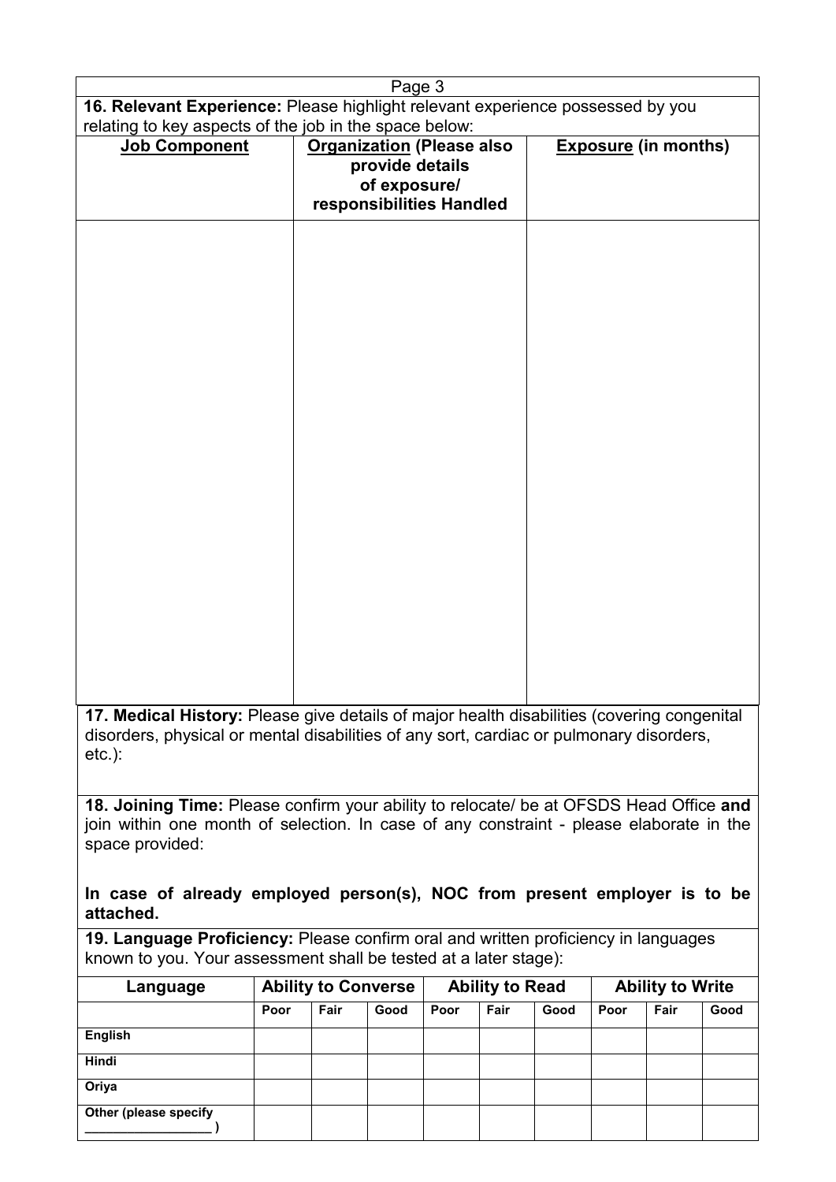**16. Relevant Experience:** Please highlight relevant experience possessed by you relating to key aspects of the job in the space below:

| Job Component | Organization (Please also provide details of exposure/ responsibilities Handled | Exposure (in months) |
|---|---|---|
| | | |

**17. Medical History:** Please give details of major health disabilities (covering congenital disorders, physical or mental disabilities of any sort, cardiac or pulmonary disorders, etc.):

**18. Joining Time:** Please confirm your ability to relocate/ be at OFSDS Head Office **and** join within one month of selection. In case of any constraint - please elaborate in the space provided:

**In case of already employed person(s), NOC from present employer is to be attached.**

**19. Language Proficiency:** Please confirm oral and written proficiency in languages known to you. Your assessment shall be tested at a later stage):

| Language | Ability to Converse | | | Ability to Read | | | Ability to Write | | |
|---|---|---|---|---|---|---|---|---|---|
| | Poor | Fair | Good | Poor | Fair | Good | Poor | Fair | Good |
| English | | | | | | | | | |
| Hindi | | | | | | | | | |
| Oriya | | | | | | | | | |
| Other (please specify ________________ ) | | | | | | | | | |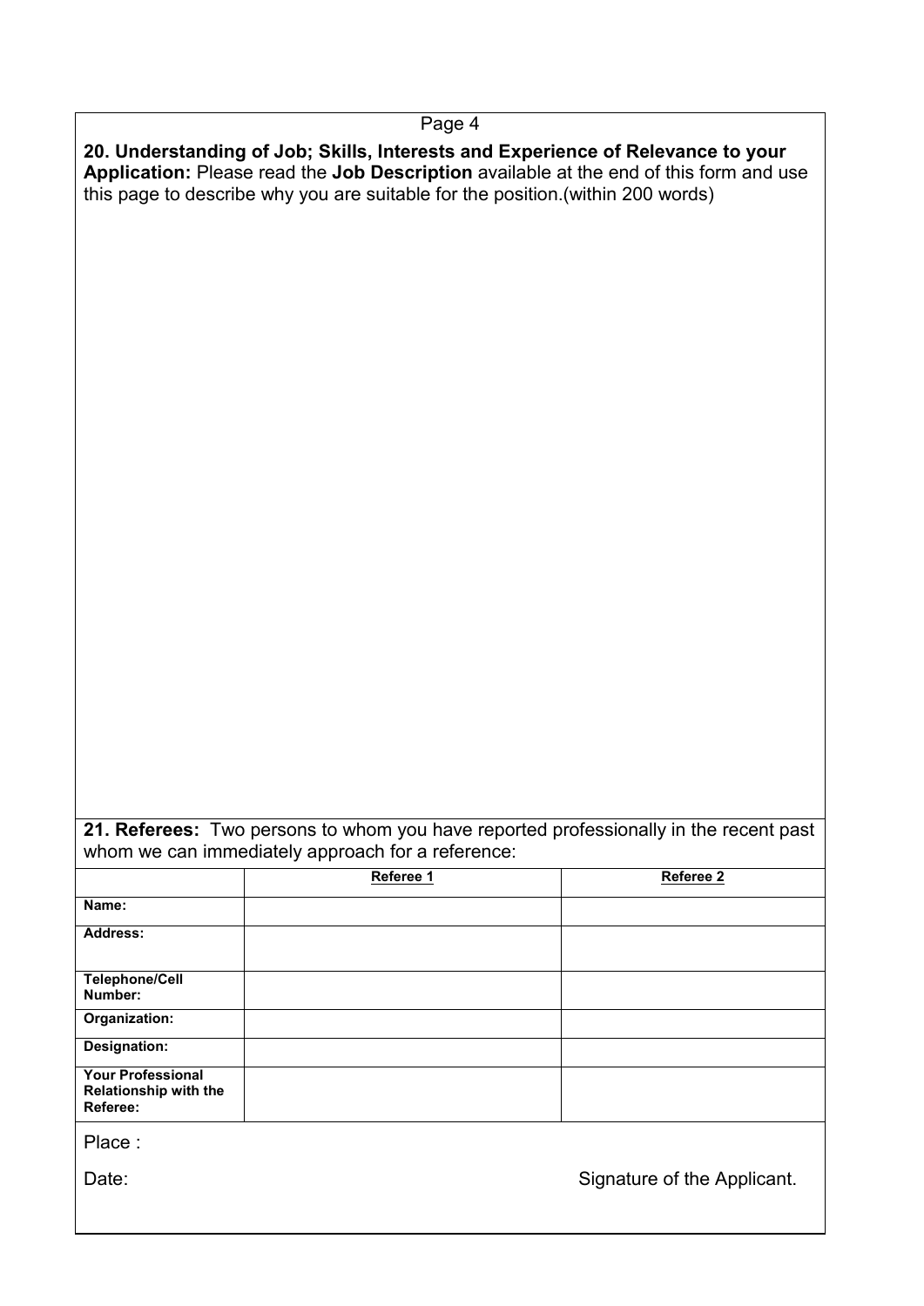**20. Understanding of Job; Skills, Interests and Experience of Relevance to your Application:** Please read the **Job Description** available at the end of this form and use this page to describe why you are suitable for the position.(within 200 words)

**21. Referees:** Two persons to whom you have reported professionally in the recent past whom we can immediately approach for a reference:

| | **Referee 1** | **Referee 2** |
|---|---|---|
| **Name:** | | |
| **Address:** | | |
| **Telephone/Cell Number:** | | |
| **Organization:** | | |
| **Designation:** | | |
| **Your Professional Relationship with the Referee:** | | |

Place :

Date: Signature of the Applicant.